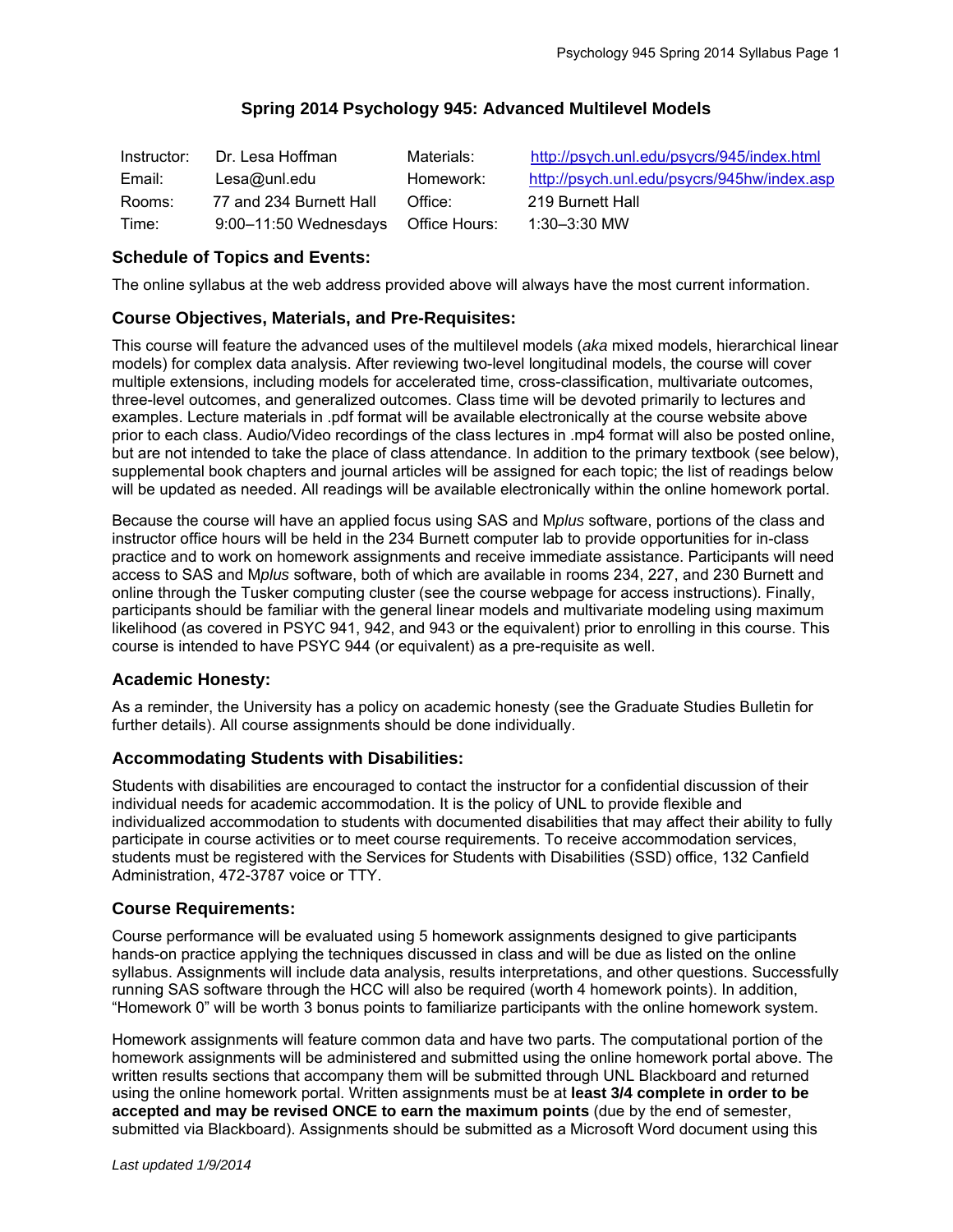# Spring 2014 Psychology 945: Advanced Multilevel Models

| | | | |
|---|---|---|---|
| Instructor: | Dr. Lesa Hoffman | Materials: | http://psych.unl.edu/psycrs/945/index.html |
| Email: | Lesa@unl.edu | Homework: | http://psych.unl.edu/psycrs/945hw/index.asp |
| Rooms: | 77 and 234 Burnett Hall | Office: | 219 Burnett Hall |
| Time: | 9:00–11:50 Wednesdays | Office Hours: | 1:30–3:30 MW |

## Schedule of Topics and Events:

The online syllabus at the web address provided above will always have the most current information.

## Course Objectives, Materials, and Pre-Requisites:

This course will feature the advanced uses of the multilevel models (*aka* mixed models, hierarchical linear models) for complex data analysis. After reviewing two-level longitudinal models, the course will cover multiple extensions, including models for accelerated time, cross-classification, multivariate outcomes, three-level outcomes, and generalized outcomes. Class time will be devoted primarily to lectures and examples. Lecture materials in .pdf format will be available electronically at the course website above prior to each class. Audio/Video recordings of the class lectures in .mp4 format will also be posted online, but are not intended to take the place of class attendance. In addition to the primary textbook (see below), supplemental book chapters and journal articles will be assigned for each topic; the list of readings below will be updated as needed. All readings will be available electronically within the online homework portal.

Because the course will have an applied focus using SAS and M*plus* software, portions of the class and instructor office hours will be held in the 234 Burnett computer lab to provide opportunities for in-class practice and to work on homework assignments and receive immediate assistance. Participants will need access to SAS and M*plus* software, both of which are available in rooms 234, 227, and 230 Burnett and online through the Tusker computing cluster (see the course webpage for access instructions). Finally, participants should be familiar with the general linear models and multivariate modeling using maximum likelihood (as covered in PSYC 941, 942, and 943 or the equivalent) prior to enrolling in this course. This course is intended to have PSYC 944 (or equivalent) as a pre-requisite as well.

## Academic Honesty:

As a reminder, the University has a policy on academic honesty (see the Graduate Studies Bulletin for further details). All course assignments should be done individually.

## Accommodating Students with Disabilities:

Students with disabilities are encouraged to contact the instructor for a confidential discussion of their individual needs for academic accommodation. It is the policy of UNL to provide flexible and individualized accommodation to students with documented disabilities that may affect their ability to fully participate in course activities or to meet course requirements. To receive accommodation services, students must be registered with the Services for Students with Disabilities (SSD) office, 132 Canfield Administration, 472-3787 voice or TTY.

## Course Requirements:

Course performance will be evaluated using 5 homework assignments designed to give participants hands-on practice applying the techniques discussed in class and will be due as listed on the online syllabus. Assignments will include data analysis, results interpretations, and other questions. Successfully running SAS software through the HCC will also be required (worth 4 homework points). In addition, "Homework 0" will be worth 3 bonus points to familiarize participants with the online homework system.

Homework assignments will feature common data and have two parts. The computational portion of the homework assignments will be administered and submitted using the online homework portal above. The written results sections that accompany them will be submitted through UNL Blackboard and returned using the online homework portal. Written assignments must be at **least 3/4 complete in order to be accepted and may be revised ONCE to earn the maximum points** (due by the end of semester, submitted via Blackboard). Assignments should be submitted as a Microsoft Word document using this

*Last updated 1/9/2014*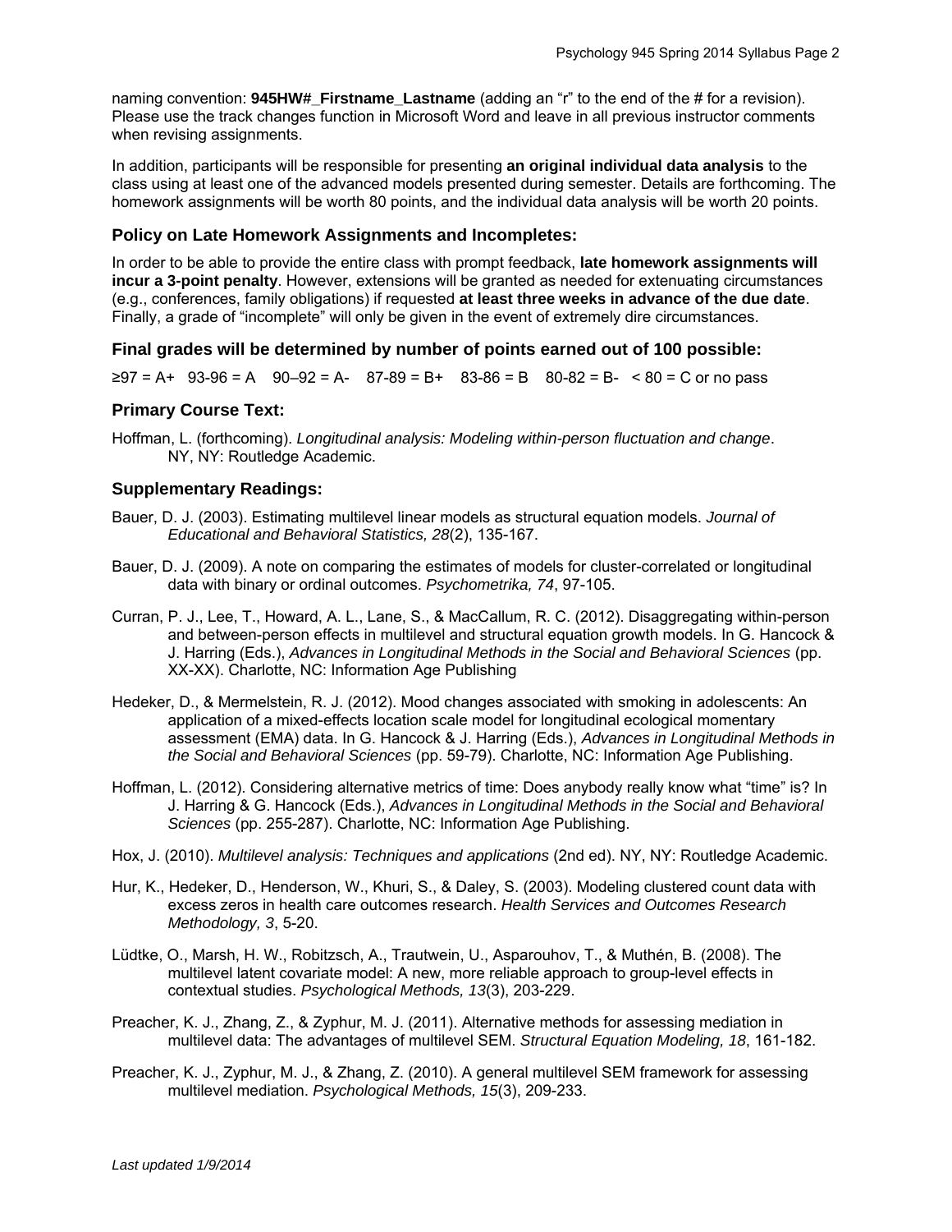naming convention: **945HW#_Firstname_Lastname** (adding an "r" to the end of the # for a revision). Please use the track changes function in Microsoft Word and leave in all previous instructor comments when revising assignments.

In addition, participants will be responsible for presenting **an original individual data analysis** to the class using at least one of the advanced models presented during semester. Details are forthcoming. The homework assignments will be worth 80 points, and the individual data analysis will be worth 20 points.

### Policy on Late Homework Assignments and Incompletes:

In order to be able to provide the entire class with prompt feedback, **late homework assignments will incur a 3-point penalty**. However, extensions will be granted as needed for extenuating circumstances (e.g., conferences, family obligations) if requested **at least three weeks in advance of the due date**. Finally, a grade of "incomplete" will only be given in the event of extremely dire circumstances.

### Final grades will be determined by number of points earned out of 100 possible:

≥97 = A+   93-96 = A   90–92 = A-   87-89 = B+   83-86 = B   80-82 = B-   < 80 = C or no pass

### Primary Course Text:

Hoffman, L. (forthcoming). *Longitudinal analysis: Modeling within-person fluctuation and change*. NY, NY: Routledge Academic.

### Supplementary Readings:

Bauer, D. J. (2003). Estimating multilevel linear models as structural equation models. *Journal of Educational and Behavioral Statistics, 28*(2), 135-167.

Bauer, D. J. (2009). A note on comparing the estimates of models for cluster-correlated or longitudinal data with binary or ordinal outcomes. *Psychometrika, 74*, 97-105.

Curran, P. J., Lee, T., Howard, A. L., Lane, S., & MacCallum, R. C. (2012). Disaggregating within-person and between-person effects in multilevel and structural equation growth models. In G. Hancock & J. Harring (Eds.), *Advances in Longitudinal Methods in the Social and Behavioral Sciences* (pp. XX-XX). Charlotte, NC: Information Age Publishing

Hedeker, D., & Mermelstein, R. J. (2012). Mood changes associated with smoking in adolescents: An application of a mixed-effects location scale model for longitudinal ecological momentary assessment (EMA) data. In G. Hancock & J. Harring (Eds.), *Advances in Longitudinal Methods in the Social and Behavioral Sciences* (pp. 59-79). Charlotte, NC: Information Age Publishing.

Hoffman, L. (2012). Considering alternative metrics of time: Does anybody really know what "time" is? In J. Harring & G. Hancock (Eds.), *Advances in Longitudinal Methods in the Social and Behavioral Sciences* (pp. 255-287). Charlotte, NC: Information Age Publishing.

Hox, J. (2010). *Multilevel analysis: Techniques and applications* (2nd ed). NY, NY: Routledge Academic.

Hur, K., Hedeker, D., Henderson, W., Khuri, S., & Daley, S. (2003). Modeling clustered count data with excess zeros in health care outcomes research. *Health Services and Outcomes Research Methodology, 3*, 5-20.

Lüdtke, O., Marsh, H. W., Robitzsch, A., Trautwein, U., Asparouhov, T., & Muthén, B. (2008). The multilevel latent covariate model: A new, more reliable approach to group-level effects in contextual studies. *Psychological Methods, 13*(3), 203-229.

Preacher, K. J., Zhang, Z., & Zyphur, M. J. (2011). Alternative methods for assessing mediation in multilevel data: The advantages of multilevel SEM. *Structural Equation Modeling, 18*, 161-182.

Preacher, K. J., Zyphur, M. J., & Zhang, Z. (2010). A general multilevel SEM framework for assessing multilevel mediation. *Psychological Methods, 15*(3), 209-233.

*Last updated 1/9/2014*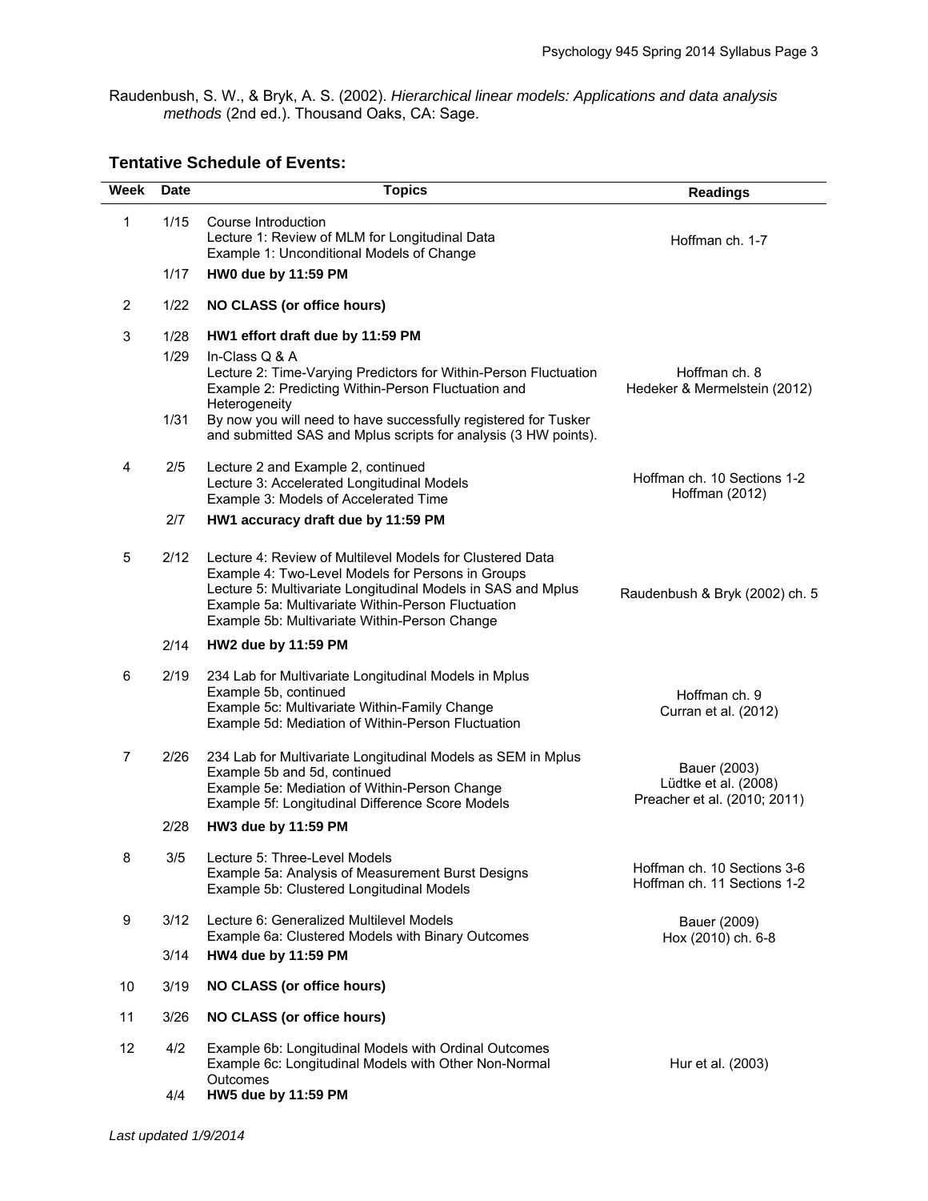Raudenbush, S. W., & Bryk, A. S. (2002). *Hierarchical linear models: Applications and data analysis methods* (2nd ed.). Thousand Oaks, CA: Sage.

### Tentative Schedule of Events:

| Week | Date | Topics | Readings |
|---|---|---|---|
| 1 | 1/15 | Course Introduction<br>Lecture 1: Review of MLM for Longitudinal Data<br>Example 1: Unconditional Models of Change | Hoffman ch. 1-7 |
| | 1/17 | **HW0 due by 11:59 PM** | |
| 2 | 1/22 | **NO CLASS (or office hours)** | |
| 3 | 1/28 | **HW1 effort draft due by 11:59 PM** | |
| | 1/29 | In-Class Q & A<br>Lecture 2: Time-Varying Predictors for Within-Person Fluctuation<br>Example 2: Predicting Within-Person Fluctuation and Heterogeneity | Hoffman ch. 8<br>Hedeker & Mermelstein (2012) |
| | 1/31 | By now you will need to have successfully registered for Tusker and submitted SAS and Mplus scripts for analysis (3 HW points). | |
| 4 | 2/5 | Lecture 2 and Example 2, continued<br>Lecture 3: Accelerated Longitudinal Models<br>Example 3: Models of Accelerated Time | Hoffman ch. 10 Sections 1-2<br>Hoffman (2012) |
| | 2/7 | **HW1 accuracy draft due by 11:59 PM** | |
| 5 | 2/12 | Lecture 4: Review of Multilevel Models for Clustered Data<br>Example 4: Two-Level Models for Persons in Groups<br>Lecture 5: Multivariate Longitudinal Models in SAS and Mplus<br>Example 5a: Multivariate Within-Person Fluctuation<br>Example 5b: Multivariate Within-Person Change | Raudenbush & Bryk (2002) ch. 5 |
| | 2/14 | **HW2 due by 11:59 PM** | |
| 6 | 2/19 | 234 Lab for Multivariate Longitudinal Models in Mplus<br>Example 5b, continued<br>Example 5c: Multivariate Within-Family Change<br>Example 5d: Mediation of Within-Person Fluctuation | Hoffman ch. 9<br>Curran et al. (2012) |
| 7 | 2/26 | 234 Lab for Multivariate Longitudinal Models as SEM in Mplus<br>Example 5b and 5d, continued<br>Example 5e: Mediation of Within-Person Change<br>Example 5f: Longitudinal Difference Score Models | Bauer (2003)<br>Lüdtke et al. (2008)<br>Preacher et al. (2010; 2011) |
| | 2/28 | **HW3 due by 11:59 PM** | |
| 8 | 3/5 | Lecture 5: Three-Level Models<br>Example 5a: Analysis of Measurement Burst Designs<br>Example 5b: Clustered Longitudinal Models | Hoffman ch. 10 Sections 3-6<br>Hoffman ch. 11 Sections 1-2 |
| 9 | 3/12 | Lecture 6: Generalized Multilevel Models<br>Example 6a: Clustered Models with Binary Outcomes | Bauer (2009)<br>Hox (2010) ch. 6-8 |
| | 3/14 | **HW4 due by 11:59 PM** | |
| 10 | 3/19 | **NO CLASS (or office hours)** | |
| 11 | 3/26 | **NO CLASS (or office hours)** | |
| 12 | 4/2 | Example 6b: Longitudinal Models with Ordinal Outcomes<br>Example 6c: Longitudinal Models with Other Non-Normal Outcomes | Hur et al. (2003) |
| | 4/4 | **HW5 due by 11:59 PM** | |

*Last updated 1/9/2014*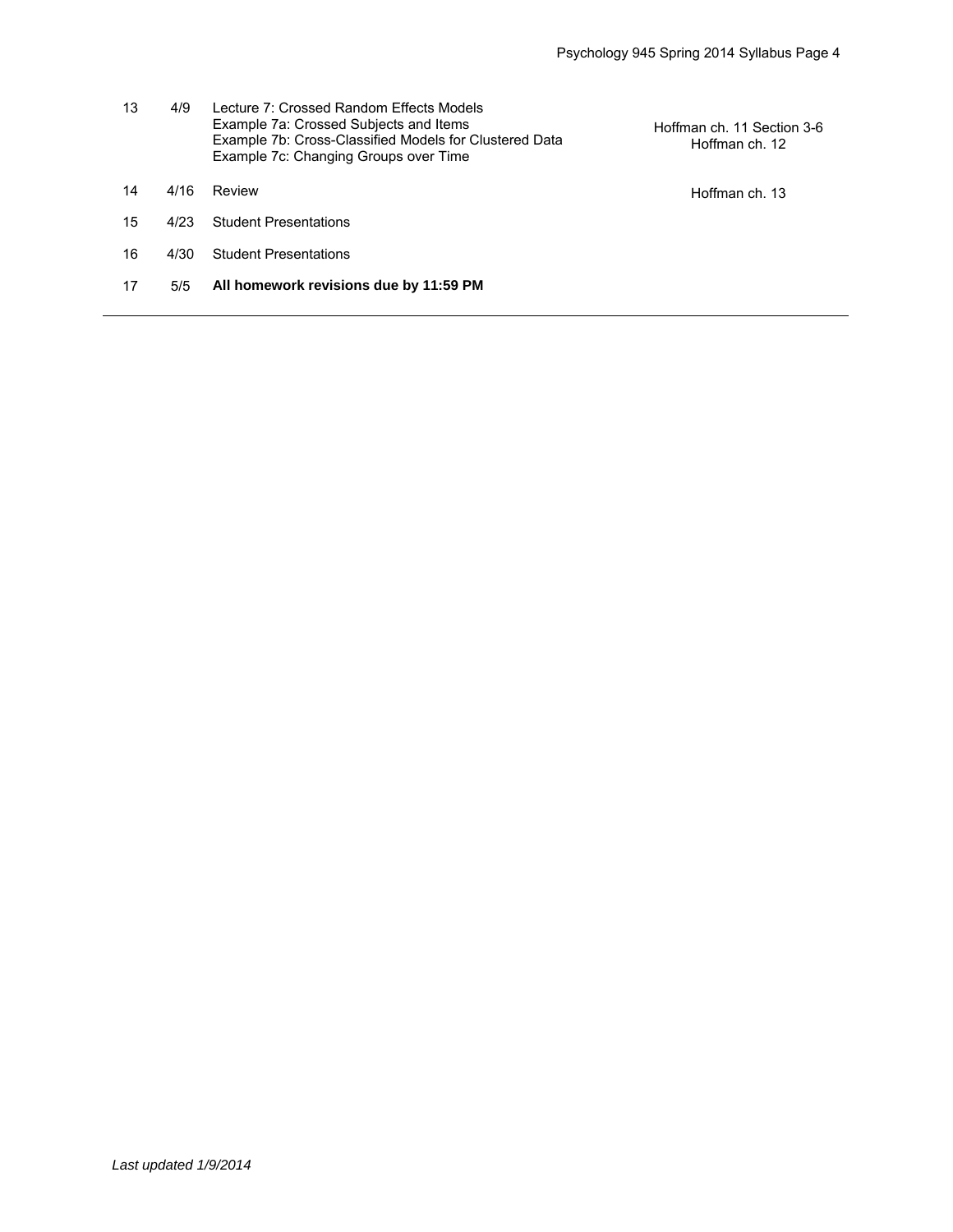| | | | |
|---|---|---|---|
| 13 | 4/9 | Lecture 7: Crossed Random Effects Models<br>Example 7a: Crossed Subjects and Items<br>Example 7b: Cross-Classified Models for Clustered Data<br>Example 7c: Changing Groups over Time | Hoffman ch. 11 Section 3-6<br>Hoffman ch. 12 |
| 14 | 4/16 | Review | Hoffman ch. 13 |
| 15 | 4/23 | Student Presentations | |
| 16 | 4/30 | Student Presentations | |
| 17 | 5/5 | **All homework revisions due by 11:59 PM** | |

*Last updated 1/9/2014*